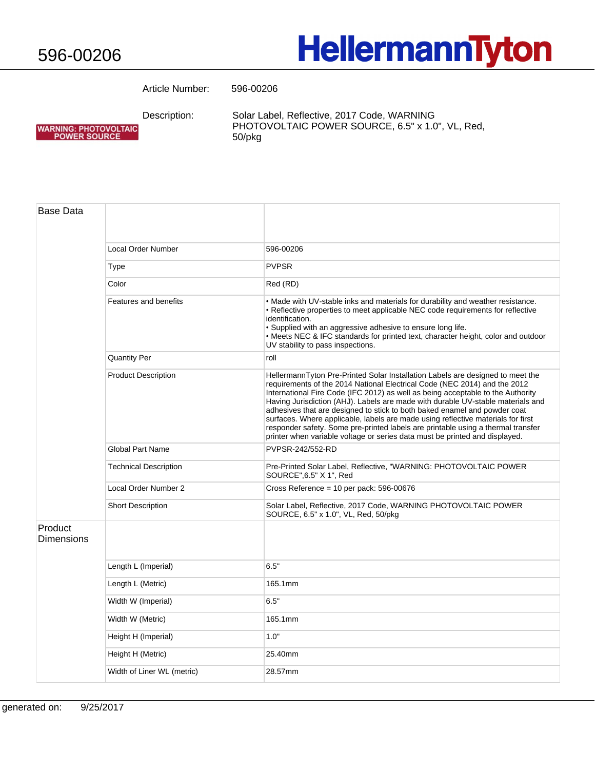# 596-00206

**HellermannTyton**

| | |
|---|---|
| Article Number: | 596-00206 |
| Description: | Solar Label, Reflective, 2017 Code, WARNING PHOTOVOLTAIC POWER SOURCE, 6.5" x 1.0", VL, Red, 50/pkg |

WARNING: PHOTOVOLTAIC POWER SOURCE

| | | |
|---|---|---|
| Base Data | | |
| | Local Order Number | 596-00206 |
| | Type | PVPSR |
| | Color | Red (RD) |
| | Features and benefits | • Made with UV-stable inks and materials for durability and weather resistance.<br>• Reflective properties to meet applicable NEC code requirements for reflective identification.<br>• Supplied with an aggressive adhesive to ensure long life.<br>• Meets NEC & IFC standards for printed text, character height, color and outdoor UV stability to pass inspections. |
| | Quantity Per | roll |
| | Product Description | HellermannTyton Pre-Printed Solar Installation Labels are designed to meet the requirements of the 2014 National Electrical Code (NEC 2014) and the 2012 International Fire Code (IFC 2012) as well as being acceptable to the Authority Having Jurisdiction (AHJ). Labels are made with durable UV-stable materials and adhesives that are designed to stick to both baked enamel and powder coat surfaces. Where applicable, labels are made using reflective materials for first responder safety. Some pre-printed labels are printable using a thermal transfer printer when variable voltage or series data must be printed and displayed. |
| | Global Part Name | PVPSR-242/552-RD |
| | Technical Description | Pre-Printed Solar Label, Reflective, "WARNING: PHOTOVOLTAIC POWER SOURCE",6.5" X 1", Red |
| | Local Order Number 2 | Cross Reference = 10 per pack: 596-00676 |
| | Short Description | Solar Label, Reflective, 2017 Code, WARNING PHOTOVOLTAIC POWER SOURCE, 6.5" x 1.0", VL, Red, 50/pkg |
| Product Dimensions | | |
| | Length L (Imperial) | 6.5" |
| | Length L (Metric) | 165.1mm |
| | Width W (Imperial) | 6.5" |
| | Width W (Metric) | 165.1mm |
| | Height H (Imperial) | 1.0" |
| | Height H (Metric) | 25.40mm |
| | Width of Liner WL (metric) | 28.57mm |

generated on: 9/25/2017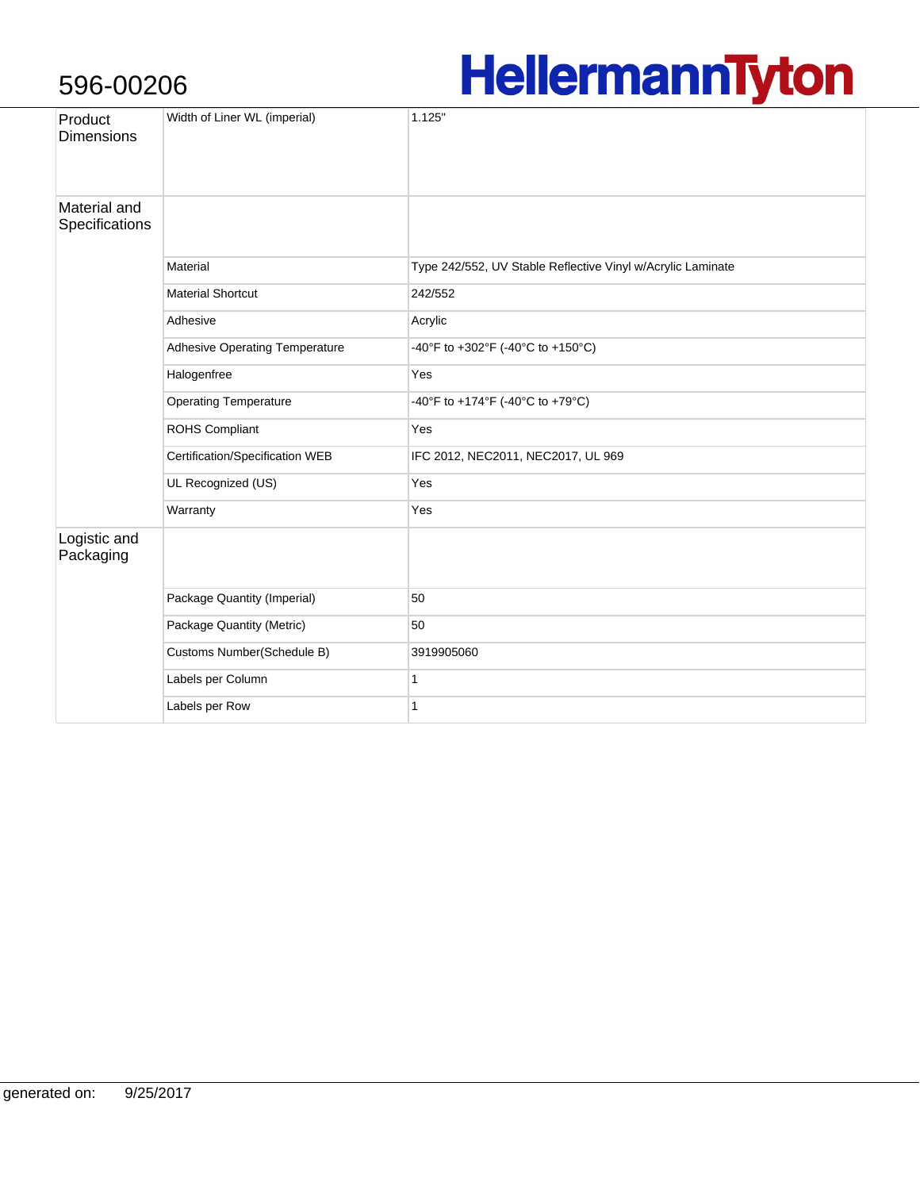| | | |
|---|---|---|
| Product Dimensions | Width of Liner WL (imperial) | 1.125" |
| Material and Specifications | | |
| | Material | Type 242/552, UV Stable Reflective Vinyl w/Acrylic Laminate |
| | Material Shortcut | 242/552 |
| | Adhesive | Acrylic |
| | Adhesive Operating Temperature | -40°F to +302°F (-40°C to +150°C) |
| | Halogenfree | Yes |
| | Operating Temperature | -40°F to +174°F (-40°C to +79°C) |
| | ROHS Compliant | Yes |
| | Certification/Specification WEB | IFC 2012, NEC2011, NEC2017, UL 969 |
| | UL Recognized (US) | Yes |
| | Warranty | Yes |
| Logistic and Packaging | | |
| | Package Quantity (Imperial) | 50 |
| | Package Quantity (Metric) | 50 |
| | Customs Number(Schedule B) | 3919905060 |
| | Labels per Column | 1 |
| | Labels per Row | 1 |